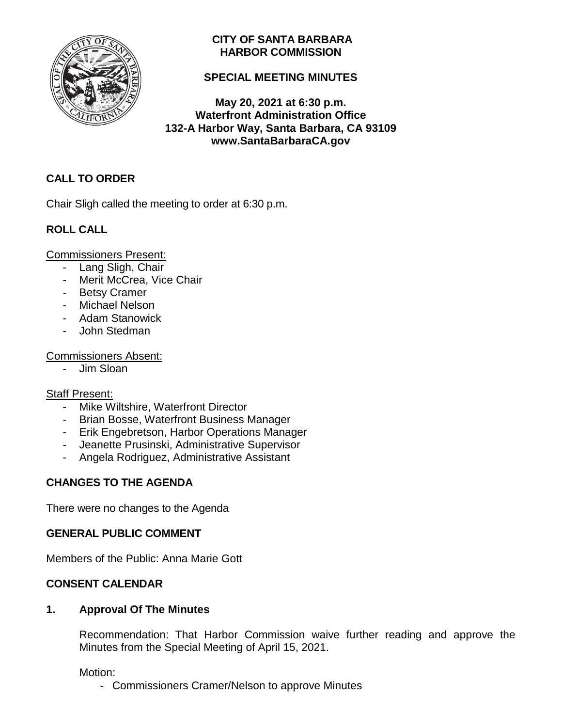# CITY OF SANTA BARBARA HARBOR COMMISSION

## SPECIAL MEETING MINUTES

**May 20, 2021 at 6:30 p.m.**
**Waterfront Administration Office**
**132-A Harbor Way, Santa Barbara, CA 93109**
**www.SantaBarbaraCA.gov**

## CALL TO ORDER

Chair Sligh called the meeting to order at 6:30 p.m.

## ROLL CALL

Commissioners Present:

- Lang Sligh, Chair
- Merit McCrea, Vice Chair
- Betsy Cramer
- Michael Nelson
- Adam Stanowick
- John Stedman

Commissioners Absent:

- Jim Sloan

Staff Present:

- Mike Wiltshire, Waterfront Director
- Brian Bosse, Waterfront Business Manager
- Erik Engebretson, Harbor Operations Manager
- Jeanette Prusinski, Administrative Supervisor
- Angela Rodriguez, Administrative Assistant

## CHANGES TO THE AGENDA

There were no changes to the Agenda

## GENERAL PUBLIC COMMENT

Members of the Public: Anna Marie Gott

## CONSENT CALENDAR

### 1. Approval Of The Minutes

Recommendation: That Harbor Commission waive further reading and approve the Minutes from the Special Meeting of April 15, 2021.

Motion:

- Commissioners Cramer/Nelson to approve Minutes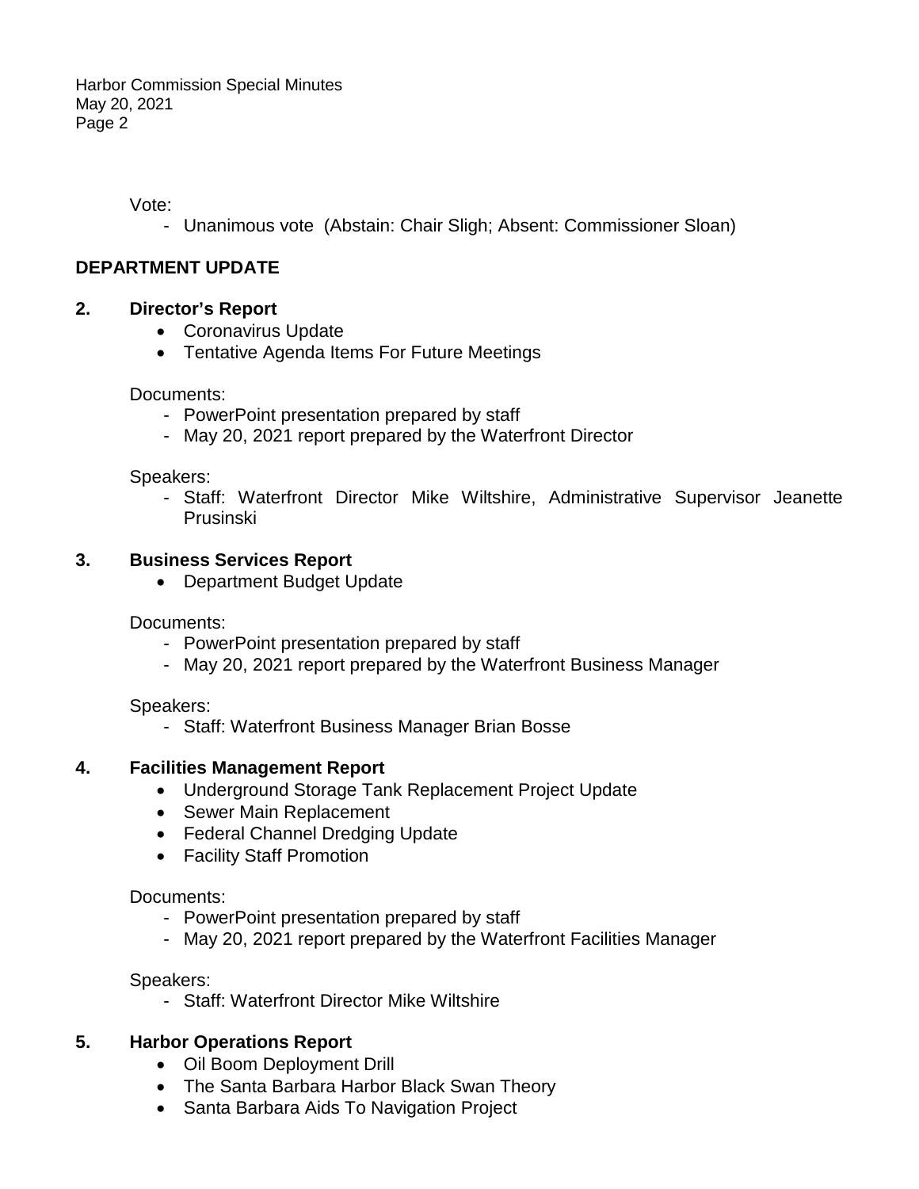Vote:

- Unanimous vote (Abstain: Chair Sligh; Absent: Commissioner Sloan)

## DEPARTMENT UPDATE

### 2. Director's Report

- Coronavirus Update
- Tentative Agenda Items For Future Meetings

Documents:

- PowerPoint presentation prepared by staff
- May 20, 2021 report prepared by the Waterfront Director

Speakers:

- Staff: Waterfront Director Mike Wiltshire, Administrative Supervisor Jeanette Prusinski

### 3. Business Services Report

- Department Budget Update

Documents:

- PowerPoint presentation prepared by staff
- May 20, 2021 report prepared by the Waterfront Business Manager

Speakers:

- Staff: Waterfront Business Manager Brian Bosse

### 4. Facilities Management Report

- Underground Storage Tank Replacement Project Update
- Sewer Main Replacement
- Federal Channel Dredging Update
- Facility Staff Promotion

Documents:

- PowerPoint presentation prepared by staff
- May 20, 2021 report prepared by the Waterfront Facilities Manager

Speakers:

- Staff: Waterfront Director Mike Wiltshire

### 5. Harbor Operations Report

- Oil Boom Deployment Drill
- The Santa Barbara Harbor Black Swan Theory
- Santa Barbara Aids To Navigation Project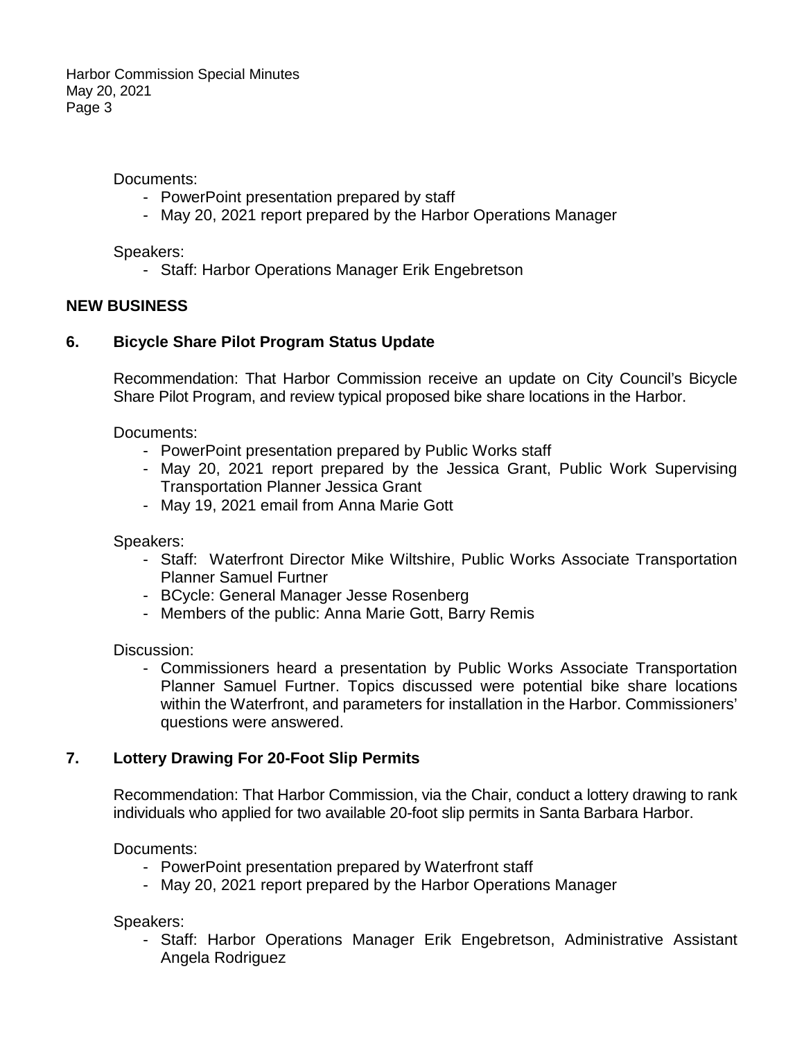Documents:

- PowerPoint presentation prepared by staff
- May 20, 2021 report prepared by the Harbor Operations Manager

Speakers:

- Staff: Harbor Operations Manager Erik Engebretson

## NEW BUSINESS

### 6. Bicycle Share Pilot Program Status Update

Recommendation: That Harbor Commission receive an update on City Council's Bicycle Share Pilot Program, and review typical proposed bike share locations in the Harbor.

Documents:

- PowerPoint presentation prepared by Public Works staff
- May 20, 2021 report prepared by the Jessica Grant, Public Work Supervising Transportation Planner Jessica Grant
- May 19, 2021 email from Anna Marie Gott

Speakers:

- Staff: Waterfront Director Mike Wiltshire, Public Works Associate Transportation Planner Samuel Furtner
- BCycle: General Manager Jesse Rosenberg
- Members of the public: Anna Marie Gott, Barry Remis

Discussion:

- Commissioners heard a presentation by Public Works Associate Transportation Planner Samuel Furtner. Topics discussed were potential bike share locations within the Waterfront, and parameters for installation in the Harbor. Commissioners' questions were answered.

### 7. Lottery Drawing For 20-Foot Slip Permits

Recommendation: That Harbor Commission, via the Chair, conduct a lottery drawing to rank individuals who applied for two available 20-foot slip permits in Santa Barbara Harbor.

Documents:

- PowerPoint presentation prepared by Waterfront staff
- May 20, 2021 report prepared by the Harbor Operations Manager

Speakers:

- Staff: Harbor Operations Manager Erik Engebretson, Administrative Assistant Angela Rodriguez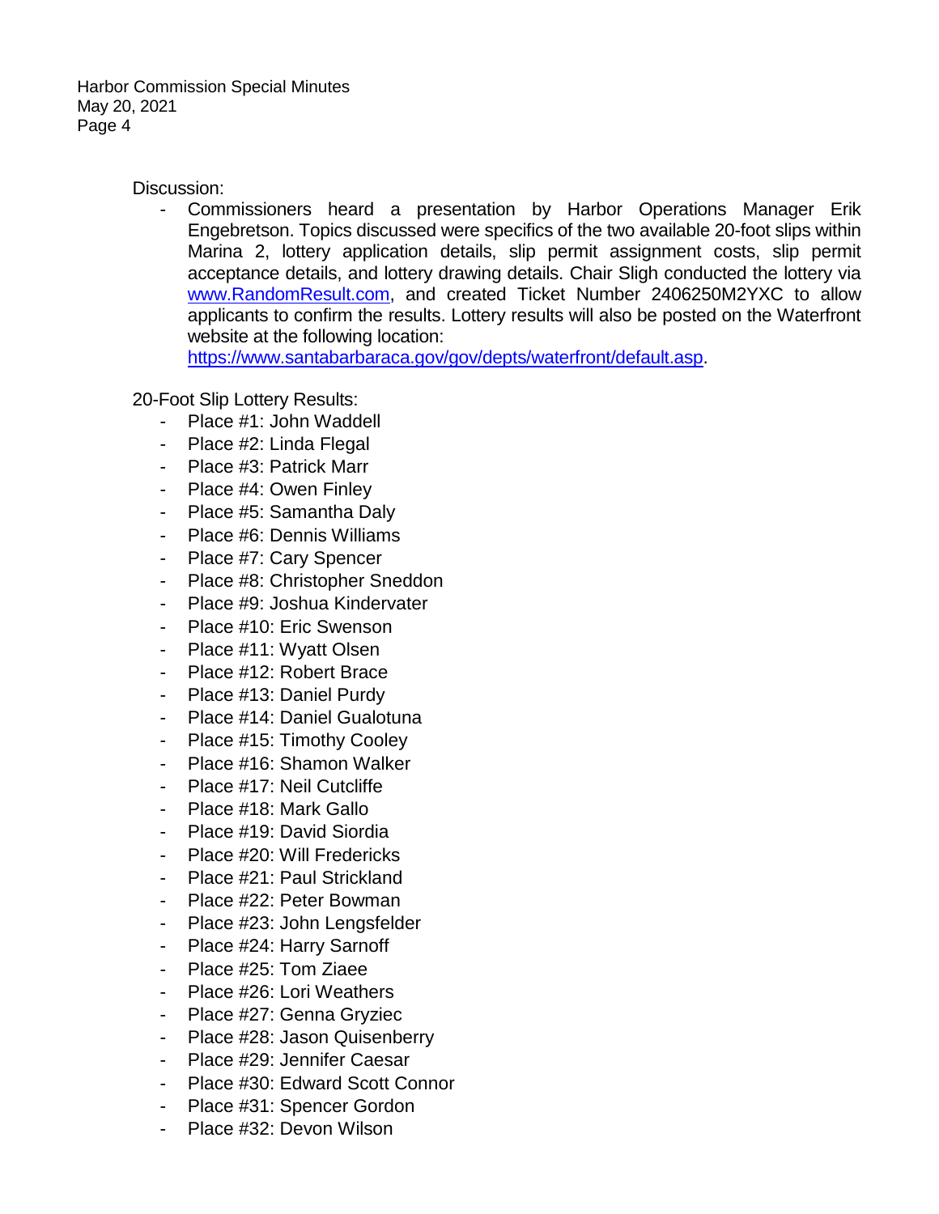Discussion:

- Commissioners heard a presentation by Harbor Operations Manager Erik Engebretson. Topics discussed were specifics of the two available 20-foot slips within Marina 2, lottery application details, slip permit assignment costs, slip permit acceptance details, and lottery drawing details. Chair Sligh conducted the lottery via [www.RandomResult.com](http://www.RandomResult.com), and created Ticket Number 2406250M2YXC to allow applicants to confirm the results. Lottery results will also be posted on the Waterfront website at the following location: [https://www.santabarbaraca.gov/gov/depts/waterfront/default.asp](https://www.santabarbaraca.gov/gov/depts/waterfront/default.asp).

20-Foot Slip Lottery Results:

- Place #1: John Waddell
- Place #2: Linda Flegal
- Place #3: Patrick Marr
- Place #4: Owen Finley
- Place #5: Samantha Daly
- Place #6: Dennis Williams
- Place #7: Cary Spencer
- Place #8: Christopher Sneddon
- Place #9: Joshua Kindervater
- Place #10: Eric Swenson
- Place #11: Wyatt Olsen
- Place #12: Robert Brace
- Place #13: Daniel Purdy
- Place #14: Daniel Gualotuna
- Place #15: Timothy Cooley
- Place #16: Shamon Walker
- Place #17: Neil Cutcliffe
- Place #18: Mark Gallo
- Place #19: David Siordia
- Place #20: Will Fredericks
- Place #21: Paul Strickland
- Place #22: Peter Bowman
- Place #23: John Lengsfelder
- Place #24: Harry Sarnoff
- Place #25: Tom Ziaee
- Place #26: Lori Weathers
- Place #27: Genna Gryziec
- Place #28: Jason Quisenberry
- Place #29: Jennifer Caesar
- Place #30: Edward Scott Connor
- Place #31: Spencer Gordon
- Place #32: Devon Wilson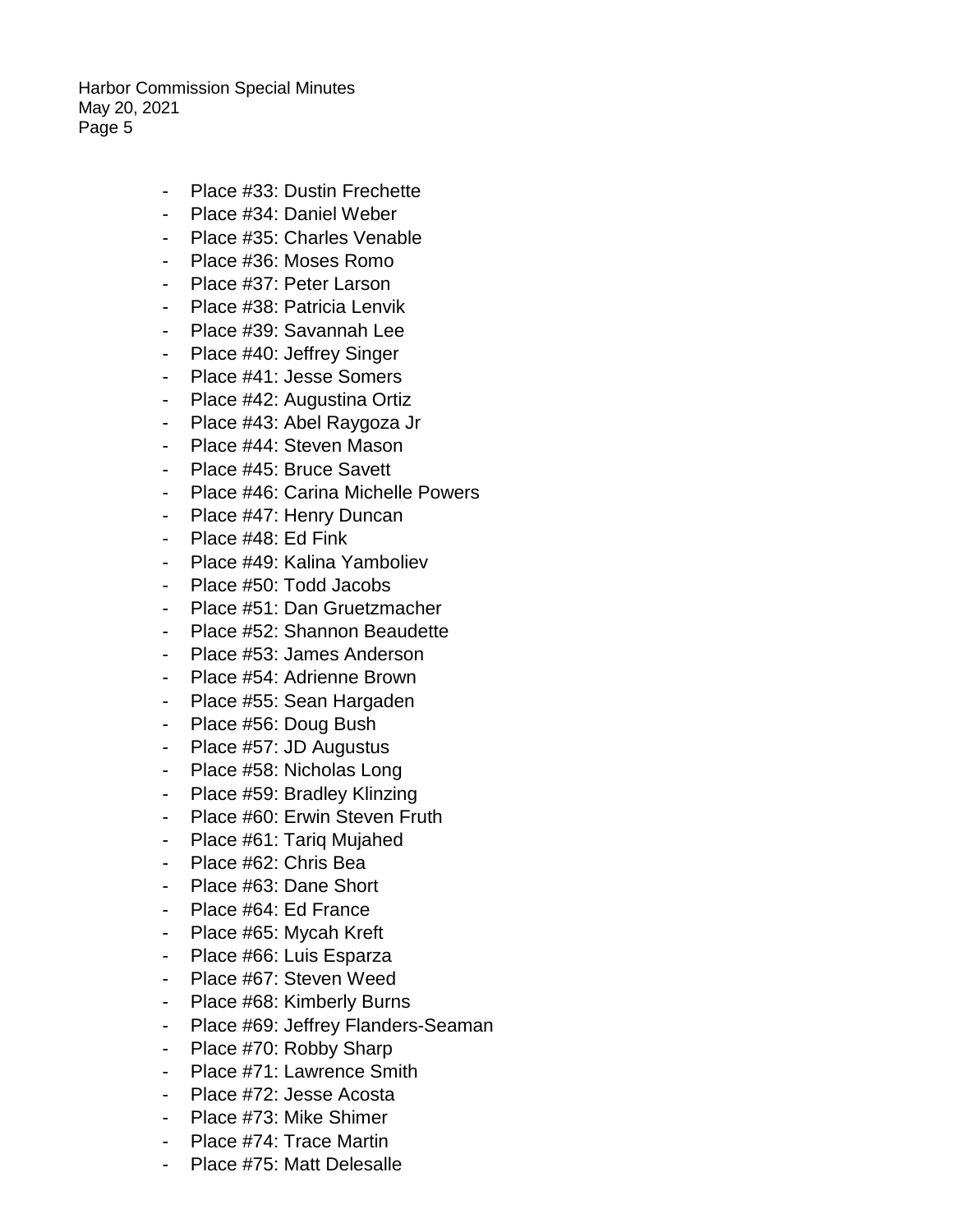- Place #33: Dustin Frechette
- Place #34: Daniel Weber
- Place #35: Charles Venable
- Place #36: Moses Romo
- Place #37: Peter Larson
- Place #38: Patricia Lenvik
- Place #39: Savannah Lee
- Place #40: Jeffrey Singer
- Place #41: Jesse Somers
- Place #42: Augustina Ortiz
- Place #43: Abel Raygoza Jr
- Place #44: Steven Mason
- Place #45: Bruce Savett
- Place #46: Carina Michelle Powers
- Place #47: Henry Duncan
- Place #48: Ed Fink
- Place #49: Kalina Yamboliev
- Place #50: Todd Jacobs
- Place #51: Dan Gruetzmacher
- Place #52: Shannon Beaudette
- Place #53: James Anderson
- Place #54: Adrienne Brown
- Place #55: Sean Hargaden
- Place #56: Doug Bush
- Place #57: JD Augustus
- Place #58: Nicholas Long
- Place #59: Bradley Klinzing
- Place #60: Erwin Steven Fruth
- Place #61: Tariq Mujahed
- Place #62: Chris Bea
- Place #63: Dane Short
- Place #64: Ed France
- Place #65: Mycah Kreft
- Place #66: Luis Esparza
- Place #67: Steven Weed
- Place #68: Kimberly Burns
- Place #69: Jeffrey Flanders-Seaman
- Place #70: Robby Sharp
- Place #71: Lawrence Smith
- Place #72: Jesse Acosta
- Place #73: Mike Shimer
- Place #74: Trace Martin
- Place #75: Matt Delesalle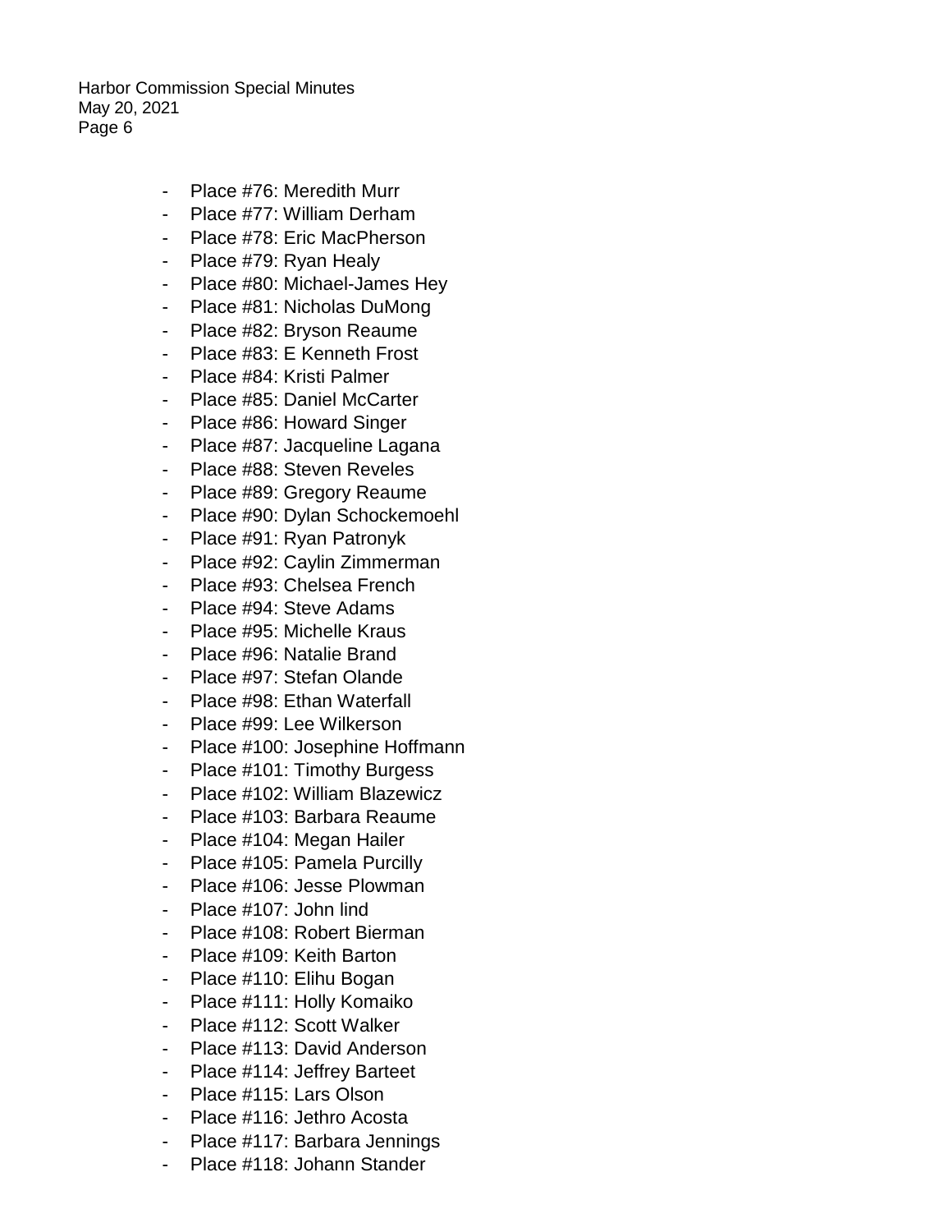- Place #76: Meredith Murr
- Place #77: William Derham
- Place #78: Eric MacPherson
- Place #79: Ryan Healy
- Place #80: Michael-James Hey
- Place #81: Nicholas DuMong
- Place #82: Bryson Reaume
- Place #83: E Kenneth Frost
- Place #84: Kristi Palmer
- Place #85: Daniel McCarter
- Place #86: Howard Singer
- Place #87: Jacqueline Lagana
- Place #88: Steven Reveles
- Place #89: Gregory Reaume
- Place #90: Dylan Schockemoehl
- Place #91: Ryan Patronyk
- Place #92: Caylin Zimmerman
- Place #93: Chelsea French
- Place #94: Steve Adams
- Place #95: Michelle Kraus
- Place #96: Natalie Brand
- Place #97: Stefan Olande
- Place #98: Ethan Waterfall
- Place #99: Lee Wilkerson
- Place #100: Josephine Hoffmann
- Place #101: Timothy Burgess
- Place #102: William Blazewicz
- Place #103: Barbara Reaume
- Place #104: Megan Hailer
- Place #105: Pamela Purcilly
- Place #106: Jesse Plowman
- Place #107: John lind
- Place #108: Robert Bierman
- Place #109: Keith Barton
- Place #110: Elihu Bogan
- Place #111: Holly Komaiko
- Place #112: Scott Walker
- Place #113: David Anderson
- Place #114: Jeffrey Barteet
- Place #115: Lars Olson
- Place #116: Jethro Acosta
- Place #117: Barbara Jennings
- Place #118: Johann Stander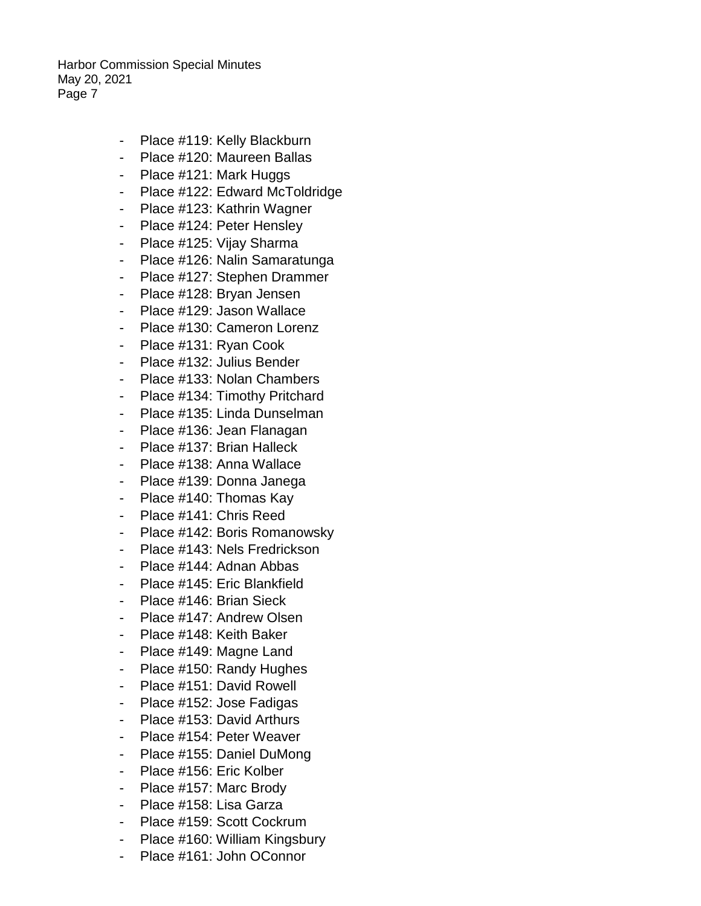- Place #119: Kelly Blackburn
- Place #120: Maureen Ballas
- Place #121: Mark Huggs
- Place #122: Edward McToldridge
- Place #123: Kathrin Wagner
- Place #124: Peter Hensley
- Place #125: Vijay Sharma
- Place #126: Nalin Samaratunga
- Place #127: Stephen Drammer
- Place #128: Bryan Jensen
- Place #129: Jason Wallace
- Place #130: Cameron Lorenz
- Place #131: Ryan Cook
- Place #132: Julius Bender
- Place #133: Nolan Chambers
- Place #134: Timothy Pritchard
- Place #135: Linda Dunselman
- Place #136: Jean Flanagan
- Place #137: Brian Halleck
- Place #138: Anna Wallace
- Place #139: Donna Janega
- Place #140: Thomas Kay
- Place #141: Chris Reed
- Place #142: Boris Romanowsky
- Place #143: Nels Fredrickson
- Place #144: Adnan Abbas
- Place #145: Eric Blankfield
- Place #146: Brian Sieck
- Place #147: Andrew Olsen
- Place #148: Keith Baker
- Place #149: Magne Land
- Place #150: Randy Hughes
- Place #151: David Rowell
- Place #152: Jose Fadigas
- Place #153: David Arthurs
- Place #154: Peter Weaver
- Place #155: Daniel DuMong
- Place #156: Eric Kolber
- Place #157: Marc Brody
- Place #158: Lisa Garza
- Place #159: Scott Cockrum
- Place #160: William Kingsbury
- Place #161: John OConnor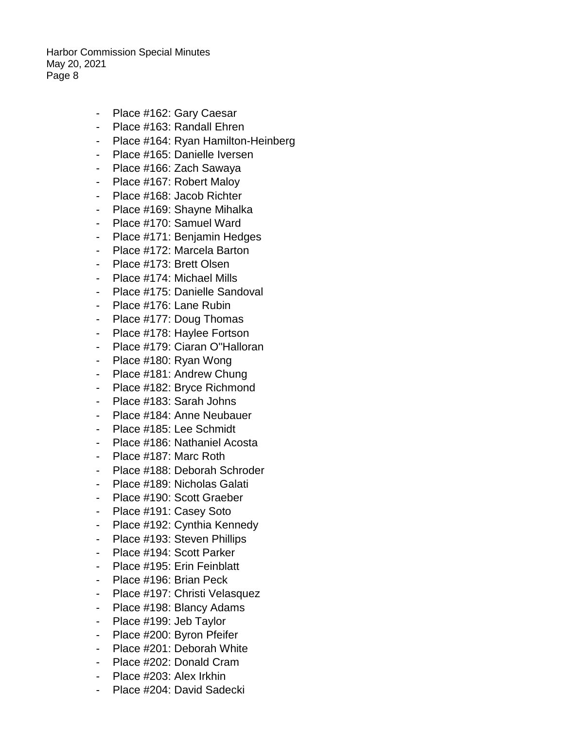- Place #162: Gary Caesar
- Place #163: Randall Ehren
- Place #164: Ryan Hamilton-Heinberg
- Place #165: Danielle Iversen
- Place #166: Zach Sawaya
- Place #167: Robert Maloy
- Place #168: Jacob Richter
- Place #169: Shayne Mihalka
- Place #170: Samuel Ward
- Place #171: Benjamin Hedges
- Place #172: Marcela Barton
- Place #173: Brett Olsen
- Place #174: Michael Mills
- Place #175: Danielle Sandoval
- Place #176: Lane Rubin
- Place #177: Doug Thomas
- Place #178: Haylee Fortson
- Place #179: Ciaran O''Halloran
- Place #180: Ryan Wong
- Place #181: Andrew Chung
- Place #182: Bryce Richmond
- Place #183: Sarah Johns
- Place #184: Anne Neubauer
- Place #185: Lee Schmidt
- Place #186: Nathaniel Acosta
- Place #187: Marc Roth
- Place #188: Deborah Schroder
- Place #189: Nicholas Galati
- Place #190: Scott Graeber
- Place #191: Casey Soto
- Place #192: Cynthia Kennedy
- Place #193: Steven Phillips
- Place #194: Scott Parker
- Place #195: Erin Feinblatt
- Place #196: Brian Peck
- Place #197: Christi Velasquez
- Place #198: Blancy Adams
- Place #199: Jeb Taylor
- Place #200: Byron Pfeifer
- Place #201: Deborah White
- Place #202: Donald Cram
- Place #203: Alex Irkhin
- Place #204: David Sadecki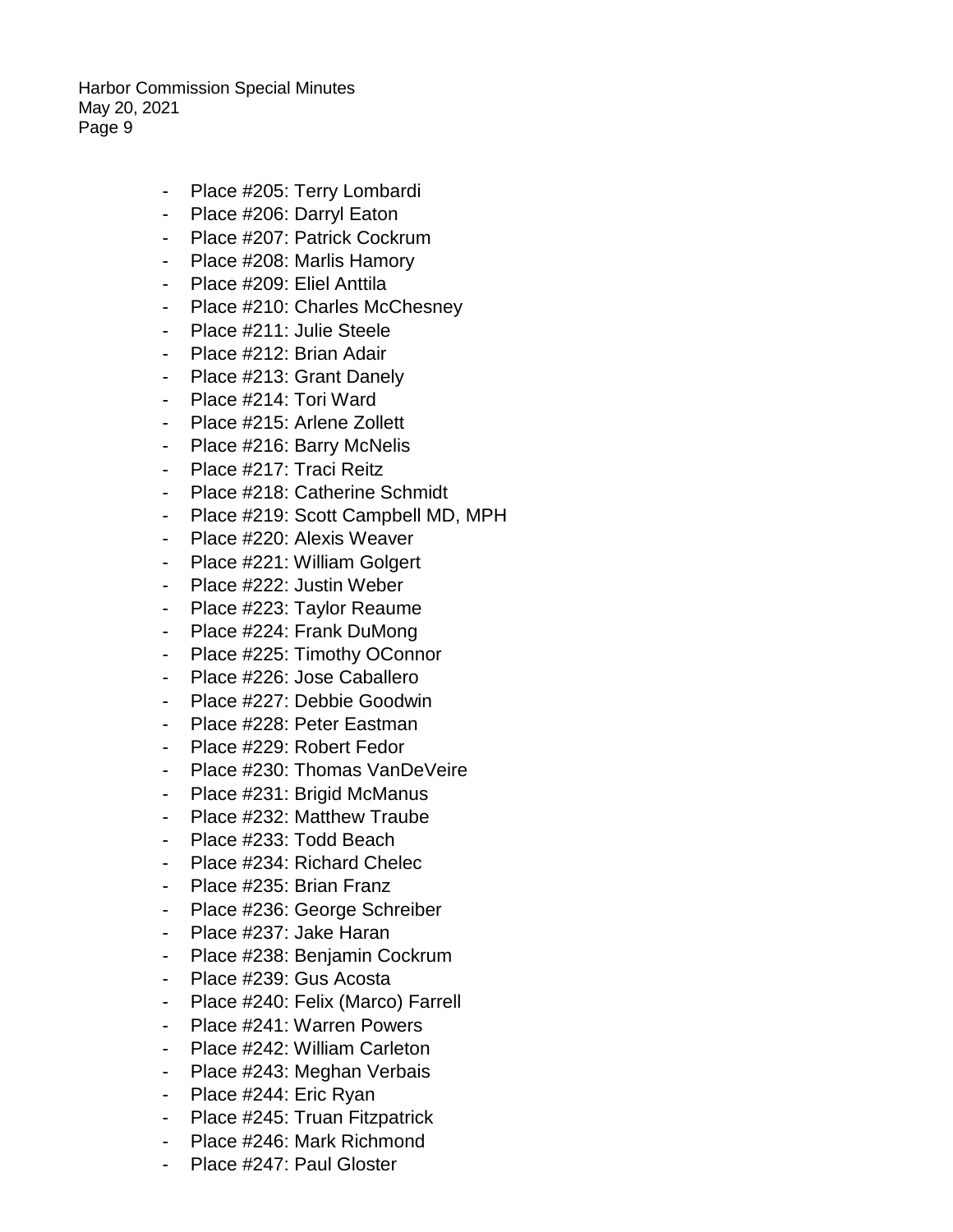- Place #205: Terry Lombardi
- Place #206: Darryl Eaton
- Place #207: Patrick Cockrum
- Place #208: Marlis Hamory
- Place #209: Eliel Anttila
- Place #210: Charles McChesney
- Place #211: Julie Steele
- Place #212: Brian Adair
- Place #213: Grant Danely
- Place #214: Tori Ward
- Place #215: Arlene Zollett
- Place #216: Barry McNelis
- Place #217: Traci Reitz
- Place #218: Catherine Schmidt
- Place #219: Scott Campbell MD, MPH
- Place #220: Alexis Weaver
- Place #221: William Golgert
- Place #222: Justin Weber
- Place #223: Taylor Reaume
- Place #224: Frank DuMong
- Place #225: Timothy OConnor
- Place #226: Jose Caballero
- Place #227: Debbie Goodwin
- Place #228: Peter Eastman
- Place #229: Robert Fedor
- Place #230: Thomas VanDeVeire
- Place #231: Brigid McManus
- Place #232: Matthew Traube
- Place #233: Todd Beach
- Place #234: Richard Chelec
- Place #235: Brian Franz
- Place #236: George Schreiber
- Place #237: Jake Haran
- Place #238: Benjamin Cockrum
- Place #239: Gus Acosta
- Place #240: Felix (Marco) Farrell
- Place #241: Warren Powers
- Place #242: William Carleton
- Place #243: Meghan Verbais
- Place #244: Eric Ryan
- Place #245: Truan Fitzpatrick
- Place #246: Mark Richmond
- Place #247: Paul Gloster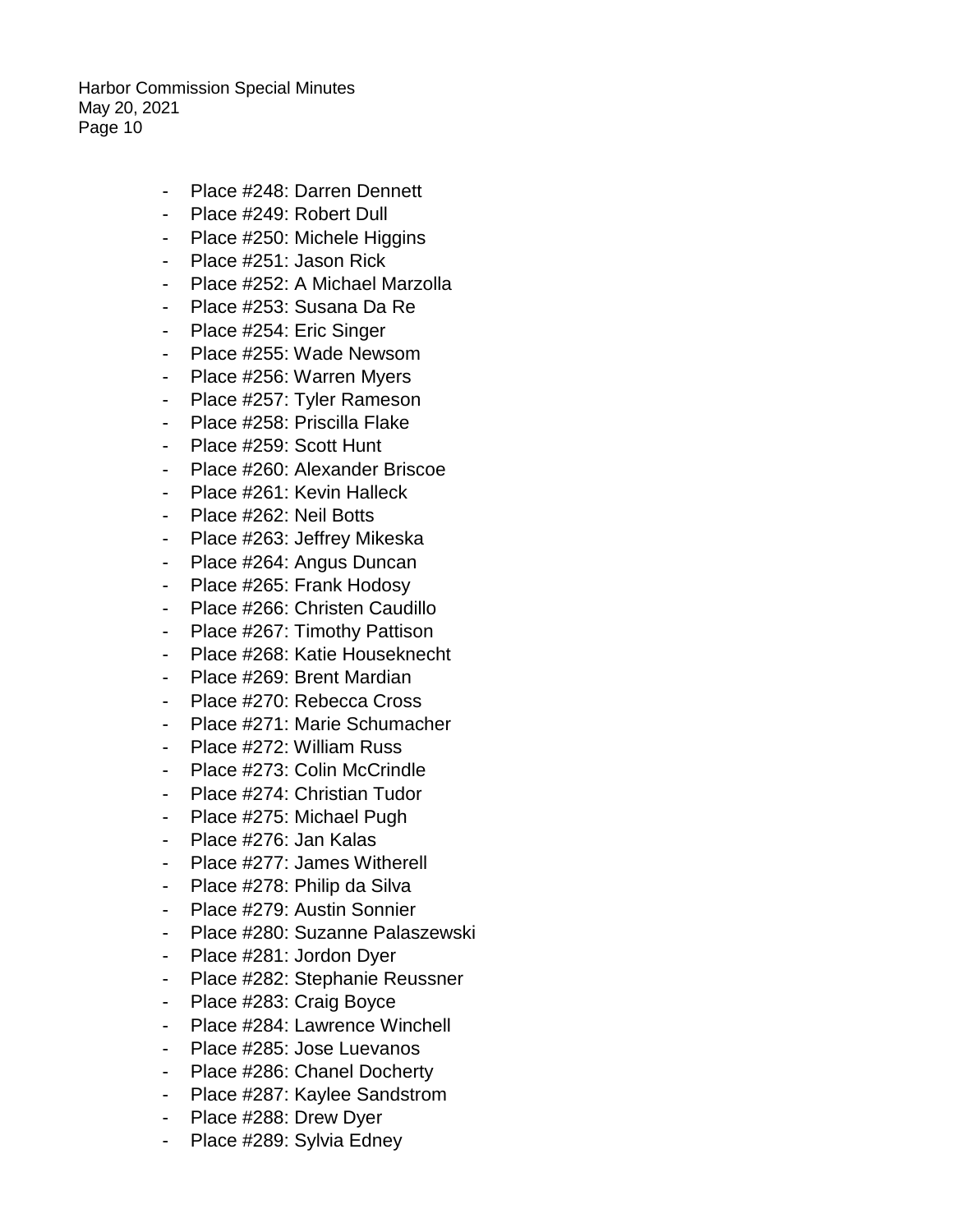- Place #248: Darren Dennett
- Place #249: Robert Dull
- Place #250: Michele Higgins
- Place #251: Jason Rick
- Place #252: A Michael Marzolla
- Place #253: Susana Da Re
- Place #254: Eric Singer
- Place #255: Wade Newsom
- Place #256: Warren Myers
- Place #257: Tyler Rameson
- Place #258: Priscilla Flake
- Place #259: Scott Hunt
- Place #260: Alexander Briscoe
- Place #261: Kevin Halleck
- Place #262: Neil Botts
- Place #263: Jeffrey Mikeska
- Place #264: Angus Duncan
- Place #265: Frank Hodosy
- Place #266: Christen Caudillo
- Place #267: Timothy Pattison
- Place #268: Katie Houseknecht
- Place #269: Brent Mardian
- Place #270: Rebecca Cross
- Place #271: Marie Schumacher
- Place #272: William Russ
- Place #273: Colin McCrindle
- Place #274: Christian Tudor
- Place #275: Michael Pugh
- Place #276: Jan Kalas
- Place #277: James Witherell
- Place #278: Philip da Silva
- Place #279: Austin Sonnier
- Place #280: Suzanne Palaszewski
- Place #281: Jordon Dyer
- Place #282: Stephanie Reussner
- Place #283: Craig Boyce
- Place #284: Lawrence Winchell
- Place #285: Jose Luevanos
- Place #286: Chanel Docherty
- Place #287: Kaylee Sandstrom
- Place #288: Drew Dyer
- Place #289: Sylvia Edney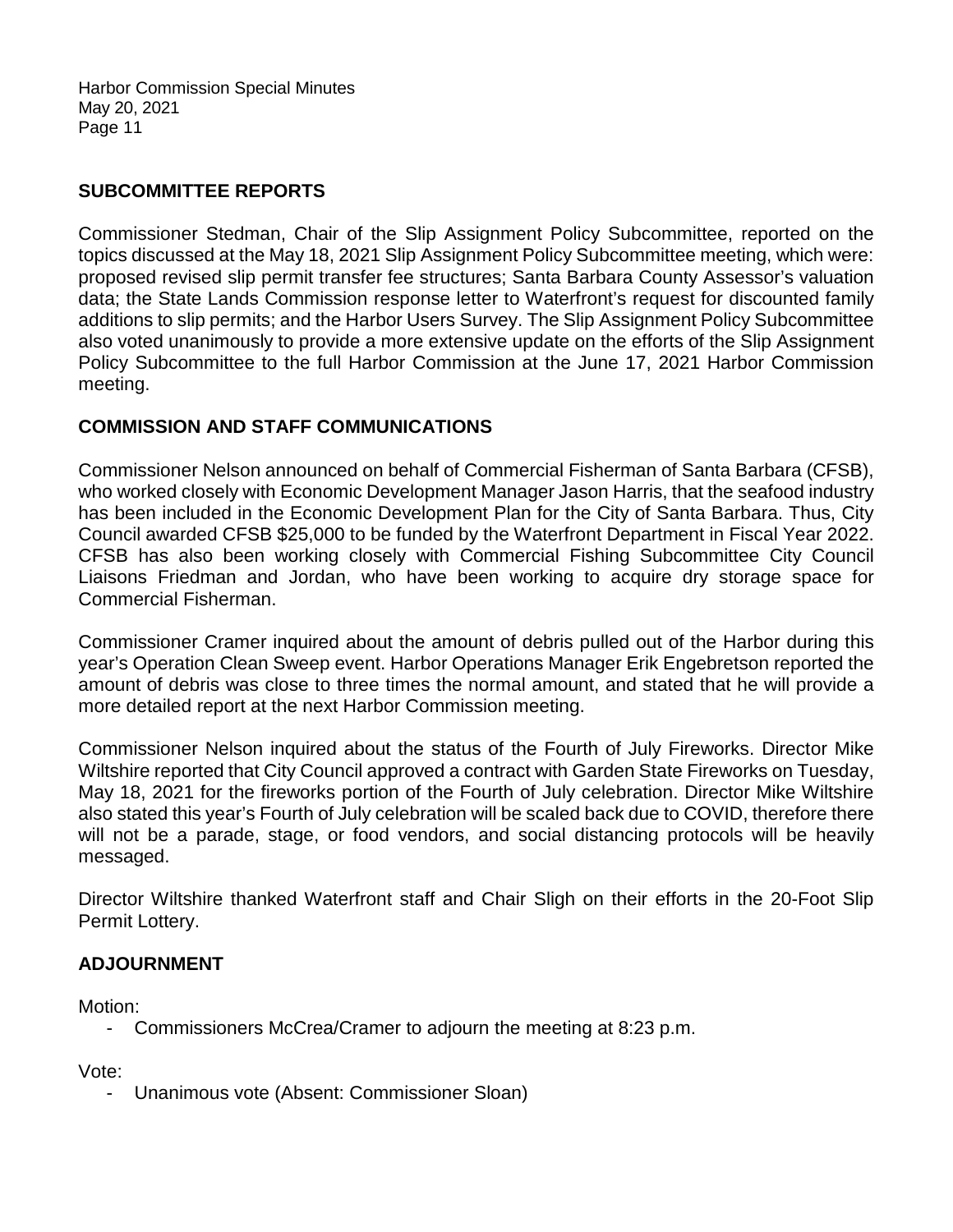## SUBCOMMITTEE REPORTS

Commissioner Stedman, Chair of the Slip Assignment Policy Subcommittee, reported on the topics discussed at the May 18, 2021 Slip Assignment Policy Subcommittee meeting, which were: proposed revised slip permit transfer fee structures; Santa Barbara County Assessor's valuation data; the State Lands Commission response letter to Waterfront's request for discounted family additions to slip permits; and the Harbor Users Survey. The Slip Assignment Policy Subcommittee also voted unanimously to provide a more extensive update on the efforts of the Slip Assignment Policy Subcommittee to the full Harbor Commission at the June 17, 2021 Harbor Commission meeting.

## COMMISSION AND STAFF COMMUNICATIONS

Commissioner Nelson announced on behalf of Commercial Fisherman of Santa Barbara (CFSB), who worked closely with Economic Development Manager Jason Harris, that the seafood industry has been included in the Economic Development Plan for the City of Santa Barbara. Thus, City Council awarded CFSB $25,000 to be funded by the Waterfront Department in Fiscal Year 2022. CFSB has also been working closely with Commercial Fishing Subcommittee City Council Liaisons Friedman and Jordan, who have been working to acquire dry storage space for Commercial Fisherman.

Commissioner Cramer inquired about the amount of debris pulled out of the Harbor during this year's Operation Clean Sweep event. Harbor Operations Manager Erik Engebretson reported the amount of debris was close to three times the normal amount, and stated that he will provide a more detailed report at the next Harbor Commission meeting.

Commissioner Nelson inquired about the status of the Fourth of July Fireworks. Director Mike Wiltshire reported that City Council approved a contract with Garden State Fireworks on Tuesday, May 18, 2021 for the fireworks portion of the Fourth of July celebration. Director Mike Wiltshire also stated this year's Fourth of July celebration will be scaled back due to COVID, therefore there will not be a parade, stage, or food vendors, and social distancing protocols will be heavily messaged.

Director Wiltshire thanked Waterfront staff and Chair Sligh on their efforts in the 20-Foot Slip Permit Lottery.

## ADJOURNMENT

Motion:

- Commissioners McCrea/Cramer to adjourn the meeting at 8:23 p.m.

Vote:

- Unanimous vote (Absent: Commissioner Sloan)